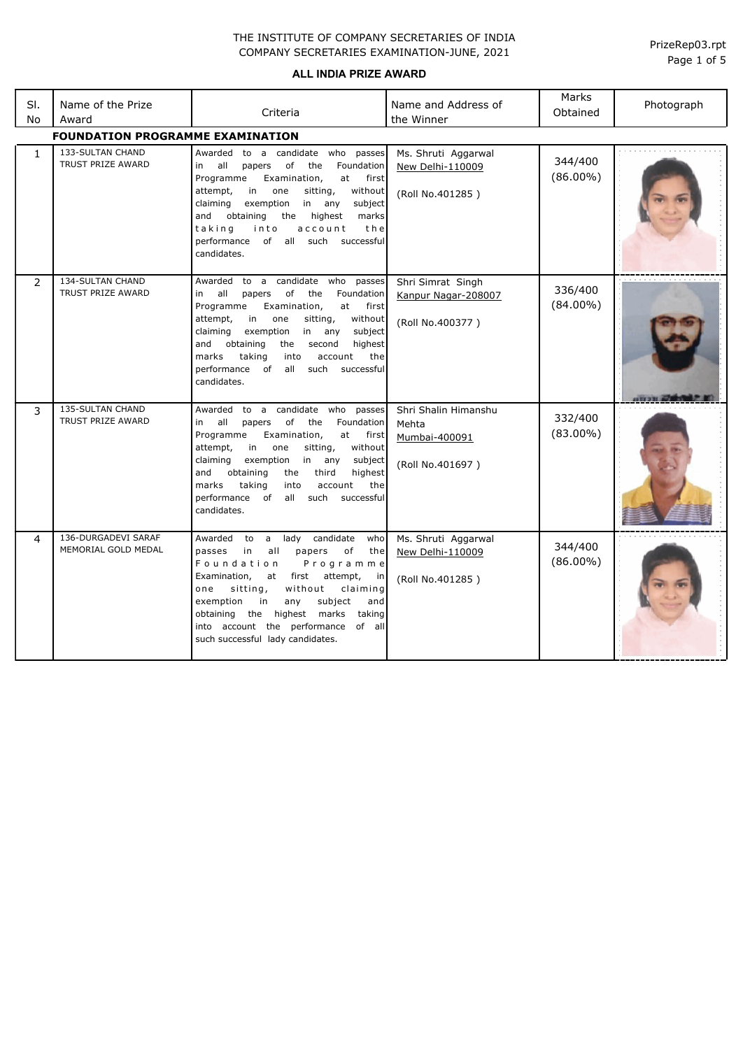THE INSTITUTE OF COMPANY SECRETARIES OF INDIA
COMPANY SECRETARIES EXAMINATION-JUNE, 2021

**ALL INDIA PRIZE AWARD**

| Sl. No | Name of the Prize Award | Criteria | Name and Address of the Winner | Marks Obtained | Photograph |
|---|---|---|---|---|---|
| **FOUNDATION PROGRAMME EXAMINATION** | | | | | |
| 1 | 133-SULTAN CHAND TRUST PRIZE AWARD | Awarded to a candidate who passes in all papers of the Foundation Programme Examination, at first attempt, in one sitting, without claiming exemption in any subject and obtaining the highest marks taking into account the performance of all such successful candidates. | Ms. Shruti Aggarwal<br>New Delhi-110009<br><br>(Roll No.401285 ) | 344/400<br>(86.00%) | |
| 2 | 134-SULTAN CHAND TRUST PRIZE AWARD | Awarded to a candidate who passes in all papers of the Foundation Programme Examination, at first attempt, in one sitting, without claiming exemption in any subject and obtaining the second highest marks taking into account the performance of all such successful candidates. | Shri Simrat Singh<br>Kanpur Nagar-208007<br><br>(Roll No.400377 ) | 336/400<br>(84.00%) | |
| 3 | 135-SULTAN CHAND TRUST PRIZE AWARD | Awarded to a candidate who passes in all papers of the Foundation Programme Examination, at first attempt, in one sitting, without claiming exemption in any subject and obtaining the third highest marks taking into account the performance of all such successful candidates. | Shri Shalin Himanshu Mehta<br>Mumbai-400091<br><br>(Roll No.401697 ) | 332/400<br>(83.00%) | |
| 4 | 136-DURGADEVI SARAF MEMORIAL GOLD MEDAL | Awarded to a lady candidate who passes in all papers of the Foundation Programme Examination, at first attempt, in one sitting, without claiming exemption in any subject and obtaining the highest marks taking into account the performance of all such successful lady candidates. | Ms. Shruti Aggarwal<br>New Delhi-110009<br><br>(Roll No.401285 ) | 344/400<br>(86.00%) | |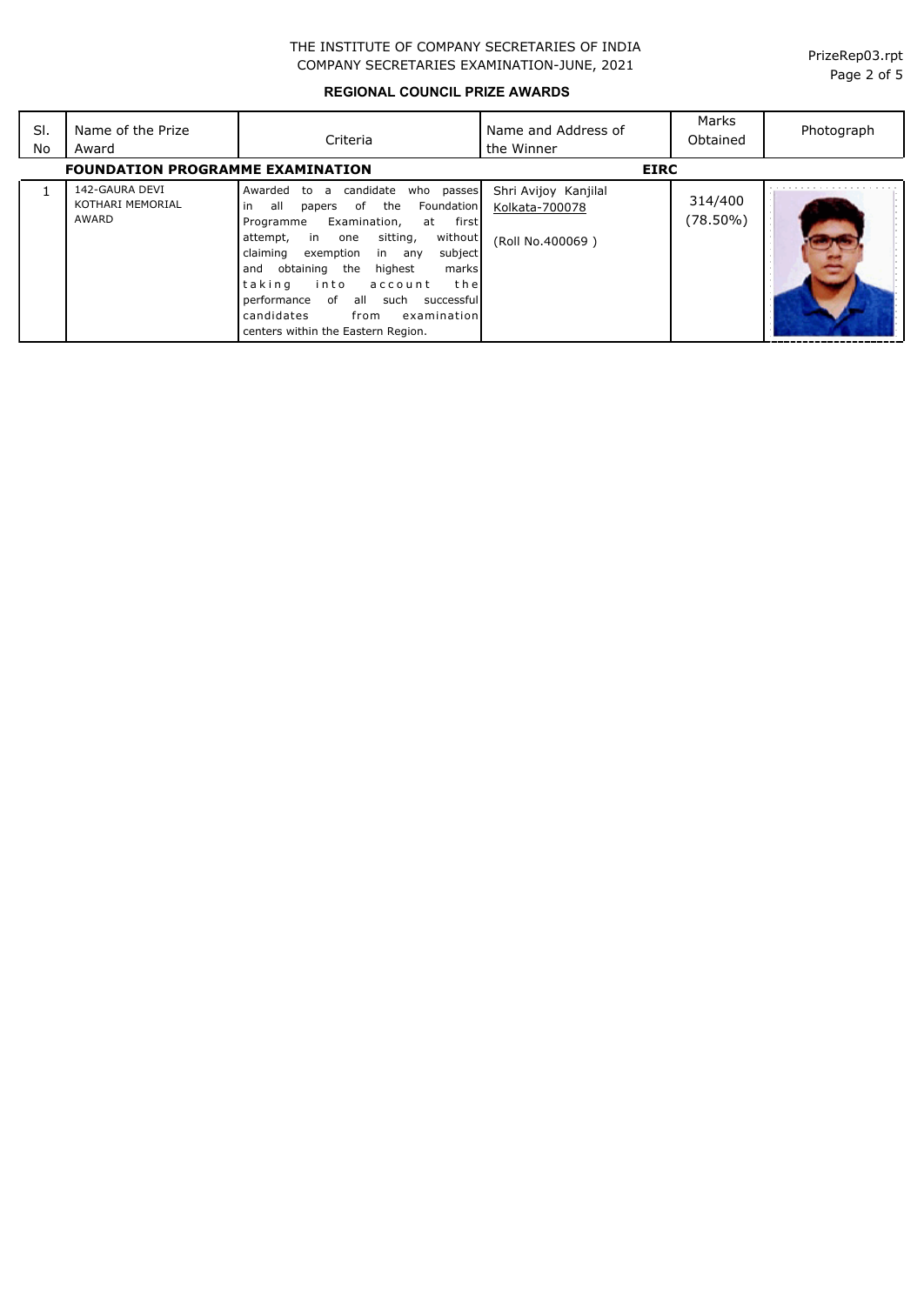THE INSTITUTE OF COMPANY SECRETARIES OF INDIA
COMPANY SECRETARIES EXAMINATION-JUNE, 2021

**REGIONAL COUNCIL PRIZE AWARDS**

| Sl. No | Name of the Prize Award | Criteria | Name and Address of the Winner | Marks Obtained | Photograph |
|---|---|---|---|---|---|
| **FOUNDATION PROGRAMME EXAMINATION** | | | **EIRC** | | |
| 1 | 142-GAURA DEVI KOTHARI MEMORIAL AWARD | Awarded to a candidate who passes in all papers of the Foundation Programme Examination, at first attempt, in one sitting, without claiming exemption in any subject and obtaining the highest marks taking into account the performance of all such successful candidates from examination centers within the Eastern Region. | Shri Avijoy Kanjilal<br>Kolkata-700078<br><br>(Roll No.400069 ) | 314/400 (78.50%) | |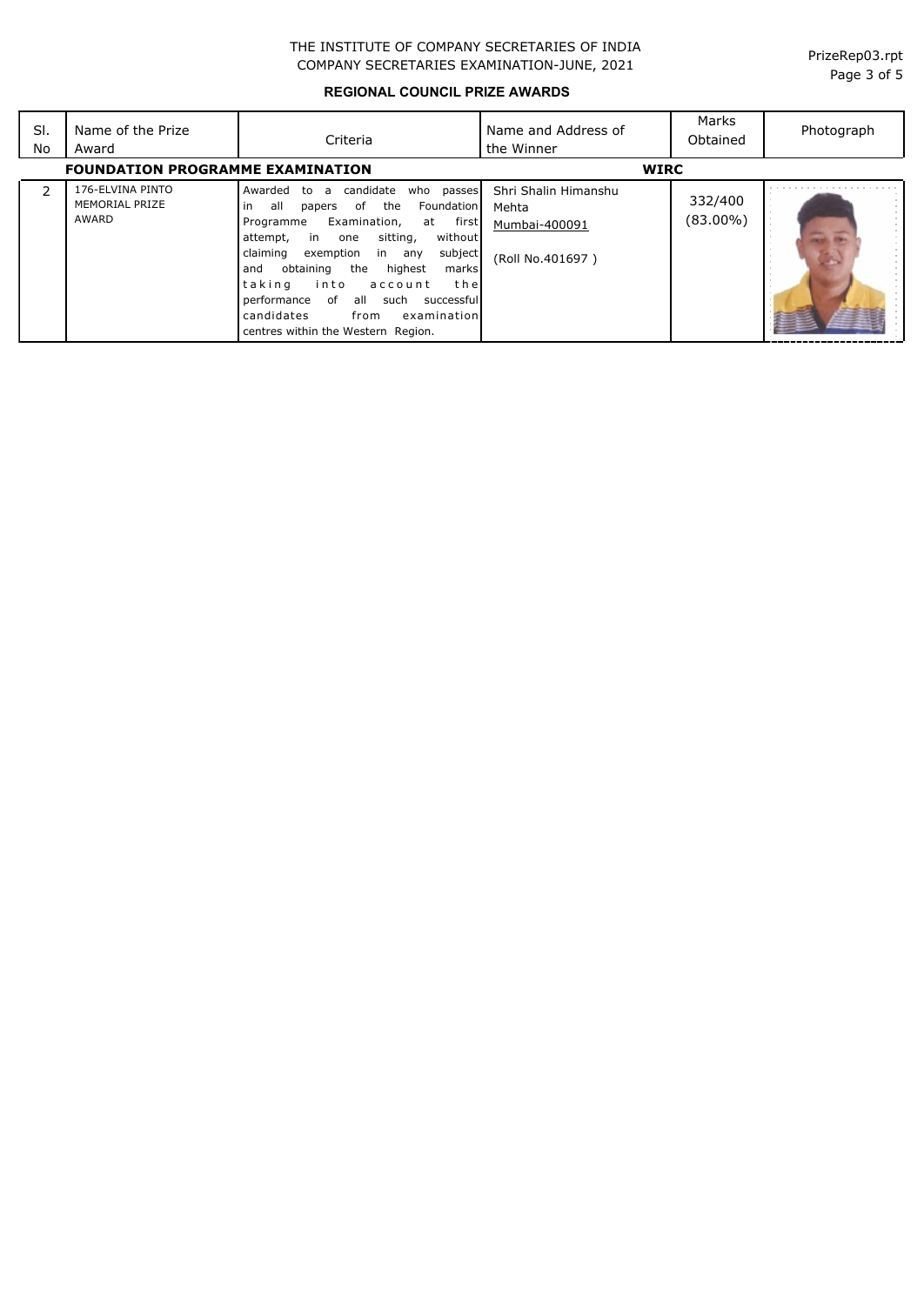THE INSTITUTE OF COMPANY SECRETARIES OF INDIA
COMPANY SECRETARIES EXAMINATION-JUNE, 2021

**REGIONAL COUNCIL PRIZE AWARDS**

| Sl. No | Name of the Prize Award | Criteria | Name and Address of the Winner | Marks Obtained | Photograph |
|---|---|---|---|---|---|
| **FOUNDATION PROGRAMME EXAMINATION** | | | **WIRC** | | |
| 2 | 176-ELVINA PINTO MEMORIAL PRIZE AWARD | Awarded to a candidate who passes in all papers of the Foundation Programme Examination, at first attempt, in one sitting, without claiming exemption in any subject and obtaining the highest marks taking into account the performance of all such successful candidates from examination centres within the Western Region. | Shri Shalin Himanshu Mehta<br>Mumbai-400091<br>(Roll No.401697 ) | 332/400 (83.00%) | |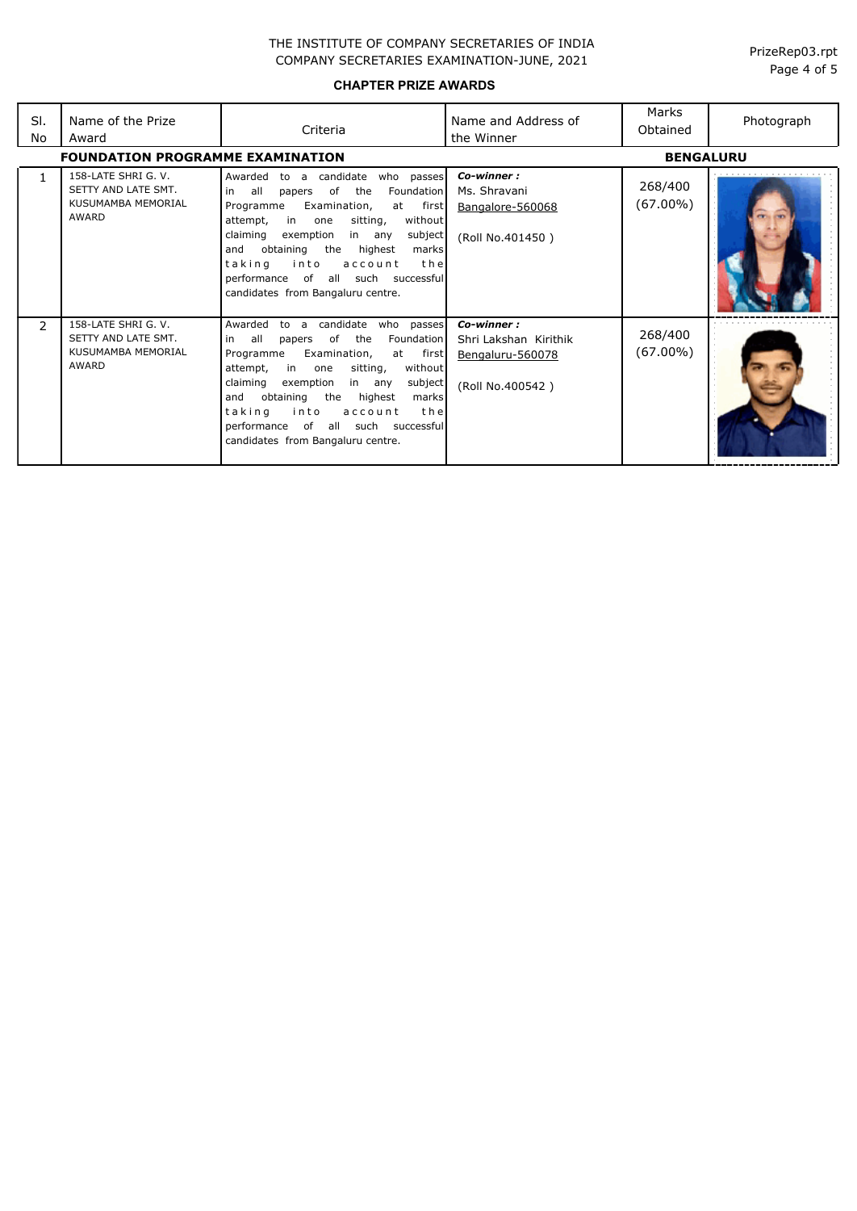THE INSTITUTE OF COMPANY SECRETARIES OF INDIA
COMPANY SECRETARIES EXAMINATION-JUNE, 2021

**CHAPTER PRIZE AWARDS**

| Sl. No | Name of the Prize Award | Criteria | Name and Address of the Winner | Marks Obtained | Photograph |
|---|---|---|---|---|---|
| **FOUNDATION PROGRAMME EXAMINATION** | | | | **BENGALURU** | |
| 1 | 158-LATE SHRI G. V. SETTY AND LATE SMT. KUSUMAMBA MEMORIAL AWARD | Awarded to a candidate who passes in all papers of the Foundation Programme Examination, at first attempt, in one sitting, without claiming exemption in any subject and obtaining the highest marks taking into account the performance of all such successful candidates from Bangaluru centre. | ***Co-winner :*** Ms. Shravani Bangalore-560068 (Roll No.401450 ) | 268/400 (67.00%) | |
| 2 | 158-LATE SHRI G. V. SETTY AND LATE SMT. KUSUMAMBA MEMORIAL AWARD | Awarded to a candidate who passes in all papers of the Foundation Programme Examination, at first attempt, in one sitting, without claiming exemption in any subject and obtaining the highest marks taking into account the performance of all such successful candidates from Bangaluru centre. | ***Co-winner :*** Shri Lakshan Kirithik Bengaluru-560078 (Roll No.400542 ) | 268/400 (67.00%) | |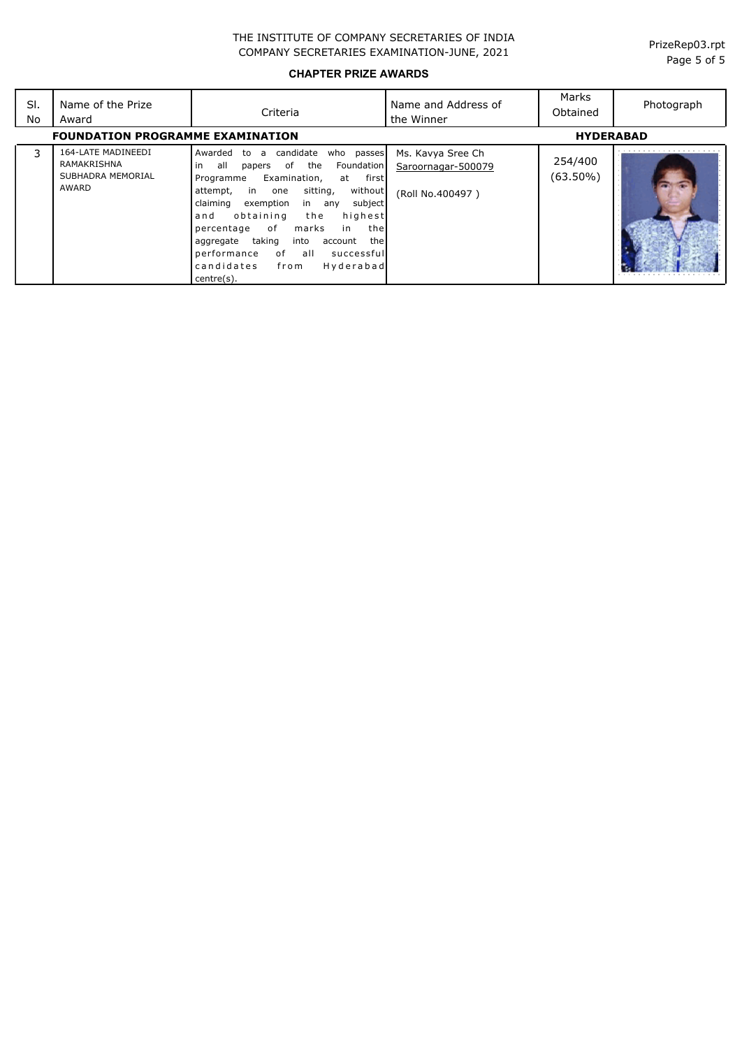THE INSTITUTE OF COMPANY SECRETARIES OF INDIA
COMPANY SECRETARIES EXAMINATION-JUNE, 2021

**CHAPTER PRIZE AWARDS**

| Sl. No | Name of the Prize Award | Criteria | Name and Address of the Winner | Marks Obtained | Photograph |
|---|---|---|---|---|---|
| **FOUNDATION PROGRAMME EXAMINATION** | | | | **HYDERABAD** | |
| 3 | 164-LATE MADINEEDI RAMAKRISHNA SUBHADRA MEMORIAL AWARD | Awarded to a candidate who passes in all papers of the Foundation Programme Examination, at first attempt, in one sitting, without claiming exemption in any subject and obtaining the highest percentage of marks in the aggregate taking into account the performance of all successful candidates from Hyderabad centre(s). | Ms. Kavya Sree Ch<br>Saroornagar-500079<br>(Roll No.400497 ) | 254/400 (63.50%) | |